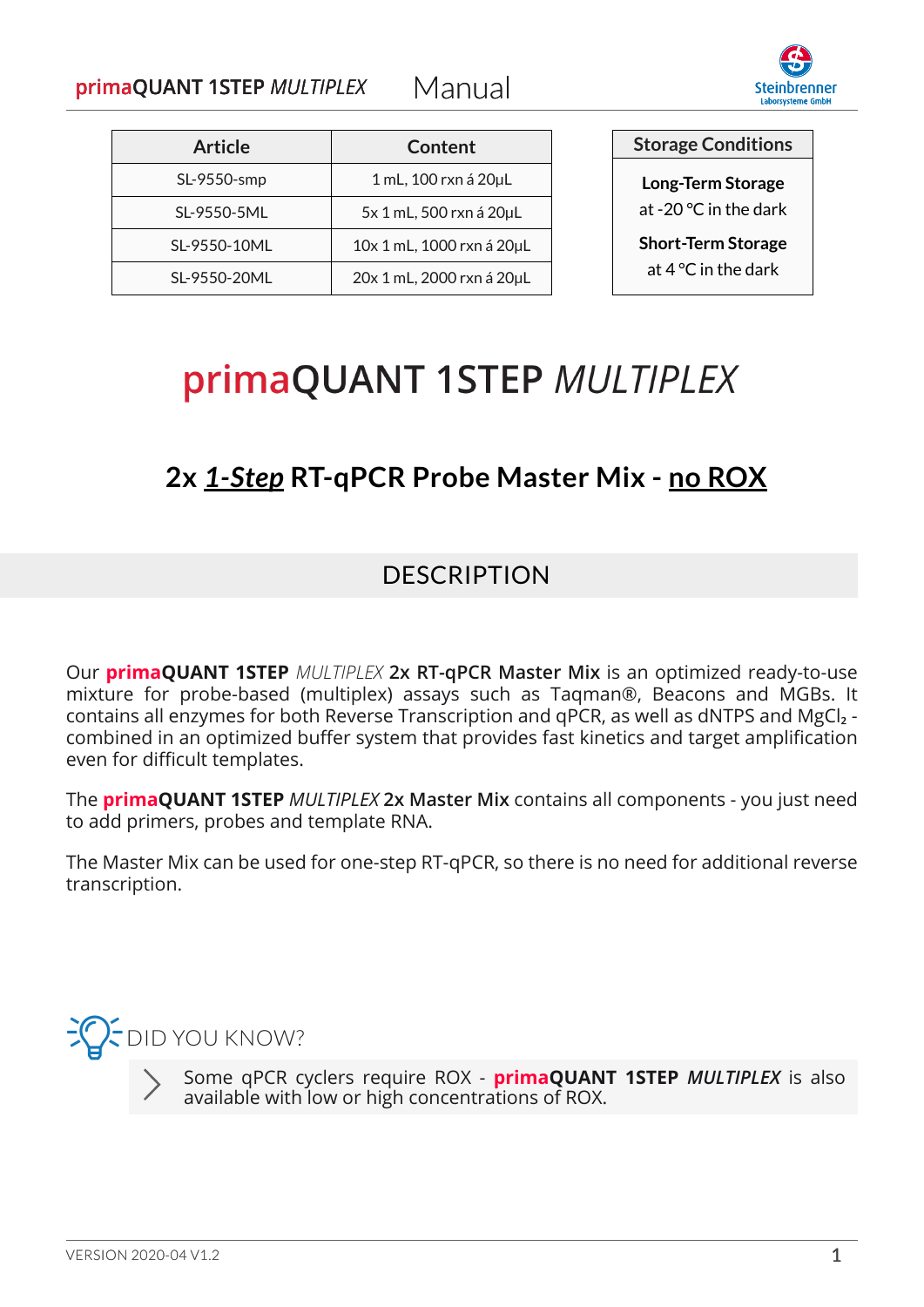| Article | Content |
|---|---|
| SL-9550-smp | 1 mL, 100 rxn á 20µL |
| SL-9550-5ML | 5x 1 mL, 500 rxn á 20µL |
| SL-9550-10ML | 10x 1 mL, 1000 rxn á 20µL |
| SL-9550-20ML | 20x 1 mL, 2000 rxn á 20µL |

| Storage Conditions |
|---|
| **Long-Term Storage** at -20 °C in the dark |
| **Short-Term Storage** at 4 °C in the dark |

# primaQUANT 1STEP *MULTIPLEX*

## 2x ***1-Step*** RT-qPCR Probe Master Mix - no ROX

## DESCRIPTION

Our **primaQUANT 1STEP** *MULTIPLEX* **2x RT-qPCR Master Mix** is an optimized ready-to-use mixture for probe-based (multiplex) assays such as Taqman®, Beacons and MGBs. It contains all enzymes for both Reverse Transcription and qPCR, as well as dNTPS and $MgCl_2$ - combined in an optimized buffer system that provides fast kinetics and target amplification even for difficult templates.

The **primaQUANT 1STEP** *MULTIPLEX* **2x Master Mix** contains all components - you just need to add primers, probes and template RNA.

The Master Mix can be used for one-step RT-qPCR, so there is no need for additional reverse transcription.

DID YOU KNOW?

> Some qPCR cyclers require ROX - **primaQUANT 1STEP** ***MULTIPLEX*** is also available with low or high concentrations of ROX.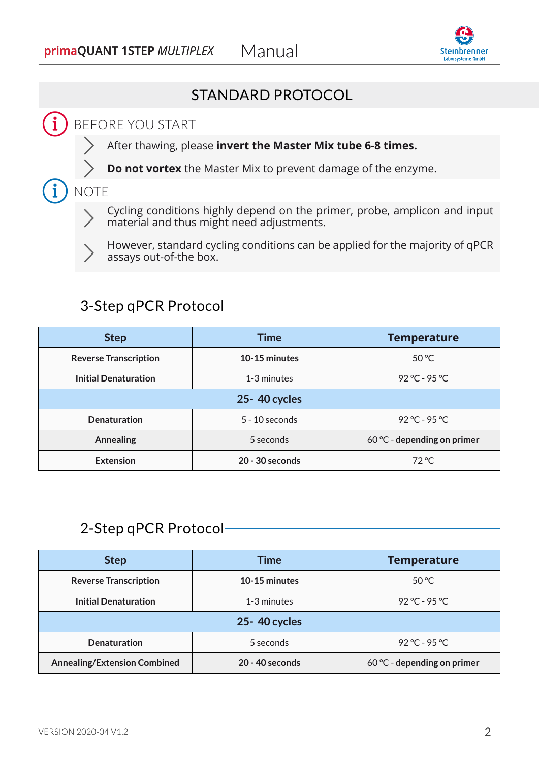# STANDARD PROTOCOL

## BEFORE YOU START

- After thawing, please **invert the Master Mix tube 6-8 times.**
- **Do not vortex** the Master Mix to prevent damage of the enzyme.

## NOTE

- Cycling conditions highly depend on the primer, probe, amplicon and input material and thus might need adjustments.
- However, standard cycling conditions can be applied for the majority of qPCR assays out-of-the box.

## 3-Step qPCR Protocol

| Step | Time | Temperature |
|---|---|---|
| **Reverse Transcription** | **10-15 minutes** | 50 °C |
| **Initial Denaturation** | 1-3 minutes | 92 °C - 95 °C |
| **25- 40 cycles** | | |
| **Denaturation** | 5 - 10 seconds | 92 °C - 95 °C |
| **Annealing** | 5 seconds | 60 °C - **depending on primer** |
| **Extension** | **20 - 30 seconds** | 72 °C |

## 2-Step qPCR Protocol

| Step | Time | Temperature |
|---|---|---|
| **Reverse Transcription** | **10-15 minutes** | 50 °C |
| **Initial Denaturation** | 1-3 minutes | 92 °C - 95 °C |
| **25- 40 cycles** | | |
| **Denaturation** | 5 seconds | 92 °C - 95 °C |
| **Annealing/Extension Combined** | **20 - 40 seconds** | 60 °C - **depending on primer** |

VERSION 2020-04 V1.2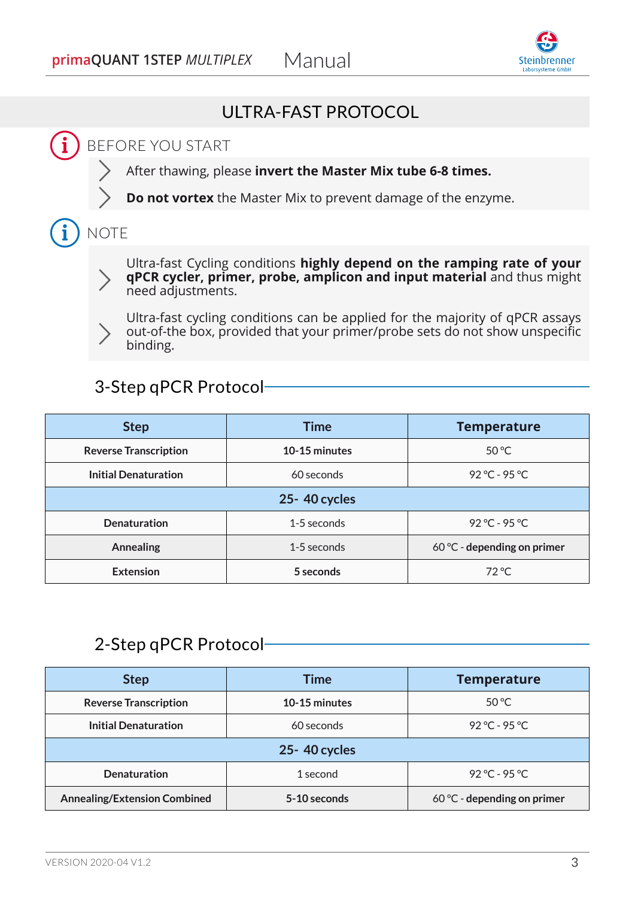# ULTRA-FAST PROTOCOL

## BEFORE YOU START

- After thawing, please **invert the Master Mix tube 6-8 times.**
- **Do not vortex** the Master Mix to prevent damage of the enzyme.

## NOTE

- Ultra-fast Cycling conditions **highly depend on the ramping rate of your qPCR cycler, primer, probe, amplicon and input material** and thus might need adjustments.
- Ultra-fast cycling conditions can be applied for the majority of qPCR assays out-of-the box, provided that your primer/probe sets do not show unspecific binding.

### 3-Step qPCR Protocol

| Step | Time | Temperature |
|---|---|---|
| **Reverse Transcription** | **10-15 minutes** | 50 °C |
| **Initial Denaturation** | 60 seconds | 92 °C - 95 °C |
| **25- 40 cycles** | | |
| **Denaturation** | 1-5 seconds | 92 °C - 95 °C |
| **Annealing** | 1-5 seconds | 60 °C - **depending on primer** |
| **Extension** | **5 seconds** | 72 °C |

### 2-Step qPCR Protocol

| Step | Time | Temperature |
|---|---|---|
| **Reverse Transcription** | **10-15 minutes** | 50 °C |
| **Initial Denaturation** | 60 seconds | 92 °C - 95 °C |
| **25- 40 cycles** | | |
| **Denaturation** | 1 second | 92 °C - 95 °C |
| **Annealing/Extension Combined** | **5-10 seconds** | 60 °C - **depending on primer** |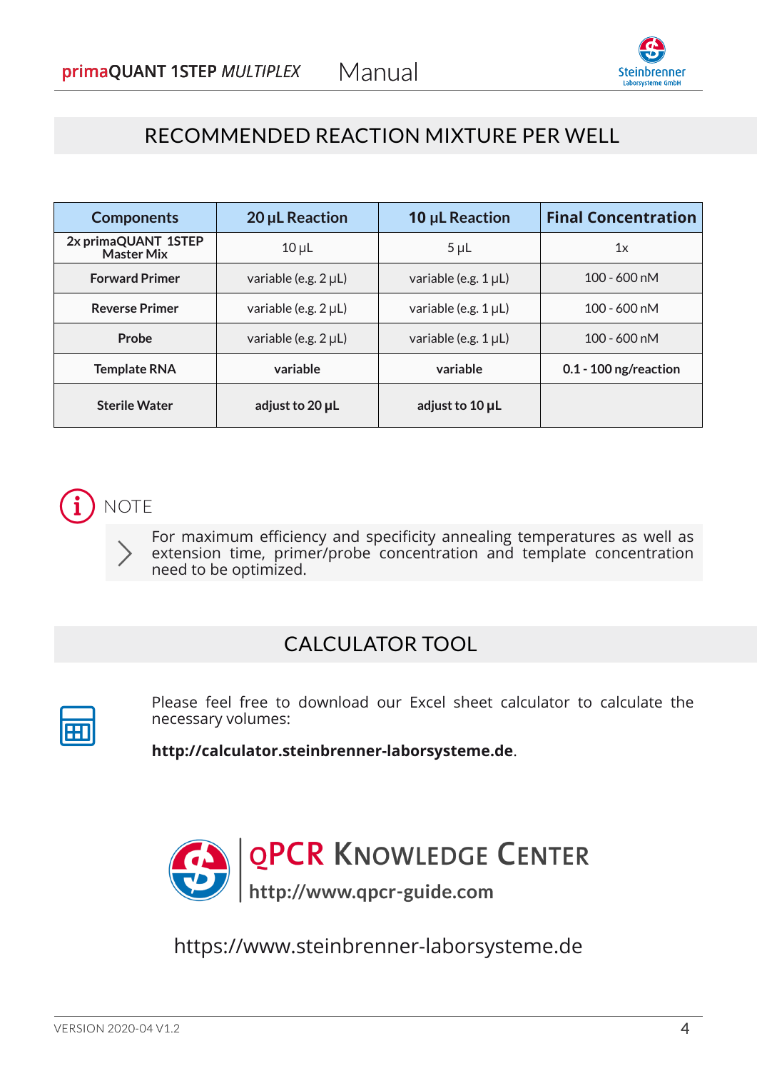## RECOMMENDED REACTION MIXTURE PER WELL

| Components | 20 µL Reaction | 10 µL Reaction | Final Concentration |
|---|---|---|---|
| **2x primaQUANT 1STEP Master Mix** | 10 µL | 5 µL | 1x |
| **Forward Primer** | variable (e.g. 2 µL) | variable (e.g. 1 µL) | 100 - 600 nM |
| **Reverse Primer** | variable (e.g. 2 µL) | variable (e.g. 1 µL) | 100 - 600 nM |
| **Probe** | variable (e.g. 2 µL) | variable (e.g. 1 µL) | 100 - 600 nM |
| **Template RNA** | **variable** | **variable** | **0.1 - 100 ng/reaction** |
| **Sterile Water** | **adjust to 20 µL** | **adjust to 10 µL** | |

### NOTE

For maximum efficiency and specificity annealing temperatures as well as extension time, primer/probe concentration and template concentration need to be optimized.

## CALCULATOR TOOL

Please feel free to download our Excel sheet calculator to calculate the necessary volumes:

**http://calculator.steinbrenner-laborsysteme.de**.

qPCR Knowledge Center

**http://www.qpcr-guide.com**

https://www.steinbrenner-laborsysteme.de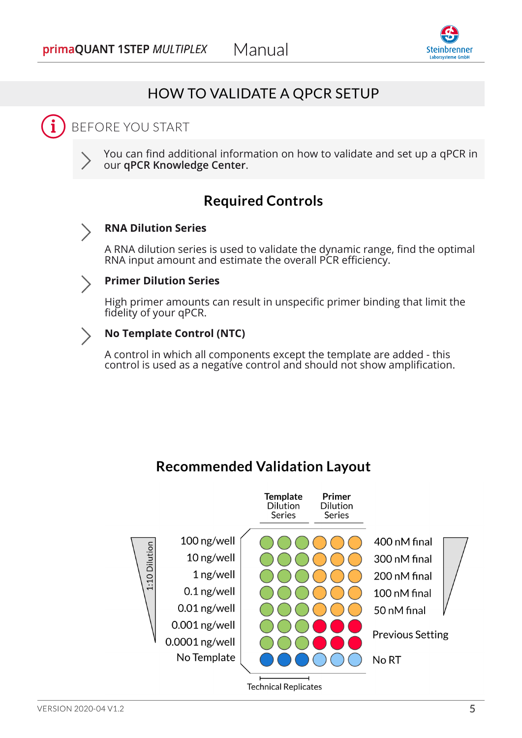# HOW TO VALIDATE A QPCR SETUP

## BEFORE YOU START

> You can find additional information on how to validate and set up a qPCR in our **qPCR Knowledge Center**.

## Required Controls

**RNA Dilution Series**

A RNA dilution series is used to validate the dynamic range, find the optimal RNA input amount and estimate the overall PCR efficiency.

**Primer Dilution Series**

High primer amounts can result in unspecific primer binding that limit the fidelity of your qPCR.

**No Template Control (NTC)**

A control in which all components except the template are added - this control is used as a negative control and should not show amplification.

## Recommended Validation Layout

| 1:10 Dilution | Template Dilution Series | | | Primer Dilution Series | | | |
|---|---|---|---|---|---|---|---|
| 100 ng/well | ● | ● | ● | ● | ● | ● | 400 nM final |
| 10 ng/well | ● | ● | ● | ● | ● | ● | 300 nM final |
| 1 ng/well | ● | ● | ● | ● | ● | ● | 200 nM final |
| 0.1 ng/well | ● | ● | ● | ● | ● | ● | 100 nM final |
| 0.01 ng/well | ● | ● | ● | ● | ● | ● | 50 nM final |
| 0.001 ng/well | ● | ● | ● | ● | ● | ● | Previous Setting |
| 0.0001 ng/well | ● | ● | ● | ● | ● | ● | Previous Setting |
| No Template | ● | ● | ● | ● | ● | ● | No RT |

Technical Replicates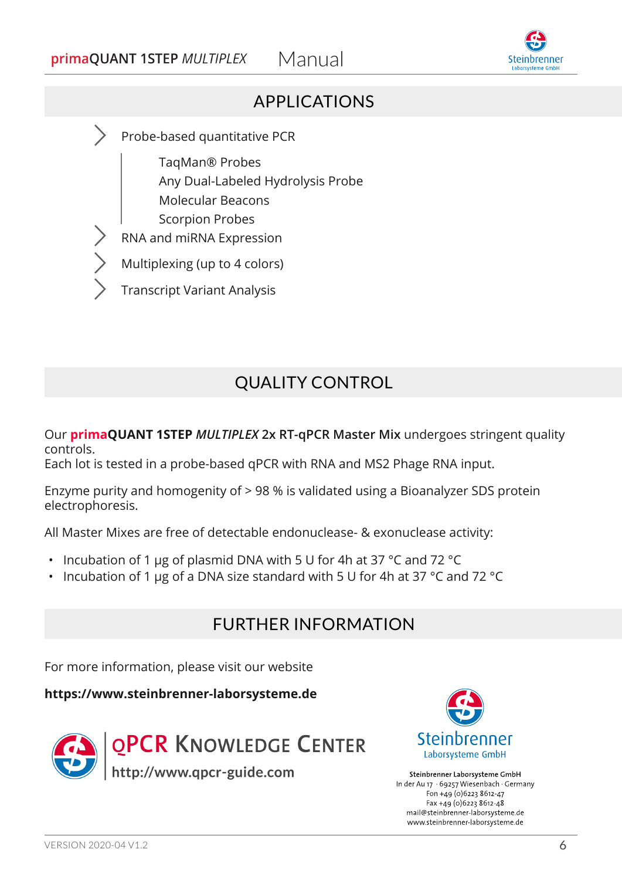## APPLICATIONS

- Probe-based quantitative PCR
  - TaqMan® Probes
  - Any Dual-Labeled Hydrolysis Probe
  - Molecular Beacons
  - Scorpion Probes
- RNA and miRNA Expression
- Multiplexing (up to 4 colors)
- Transcript Variant Analysis

## QUALITY CONTROL

Our **primaQUANT 1STEP** ***MULTIPLEX*** **2x RT-qPCR Master Mix** undergoes stringent quality controls.
Each lot is tested in a probe-based qPCR with RNA and MS2 Phage RNA input.

Enzyme purity and homogenity of > 98 % is validated using a Bioanalyzer SDS protein electrophoresis.

All Master Mixes are free of detectable endonuclease- & exonuclease activity:

- Incubation of 1 µg of plasmid DNA with 5 U for 4h at 37 °C and 72 °C
- Incubation of 1 µg of a DNA size standard with 5 U for 4h at 37 °C and 72 °C

## FURTHER INFORMATION

For more information, please visit our website

**https://www.steinbrenner-laborsysteme.de**

QPCR KNOWLEDGE CENTER
**http://www.qpcr-guide.com**

Steinbrenner
Laborsysteme GmbH

**Steinbrenner Laborsysteme GmbH**
In der Au 17 · 69257 Wiesenbach · Germany
Fon +49 (0)6223 8612-47
Fax +49 (0)6223 8612-48
mail@steinbrenner-laborsysteme.de
www.steinbrenner-laborsysteme.de

VERSION 2020-04 V1.2